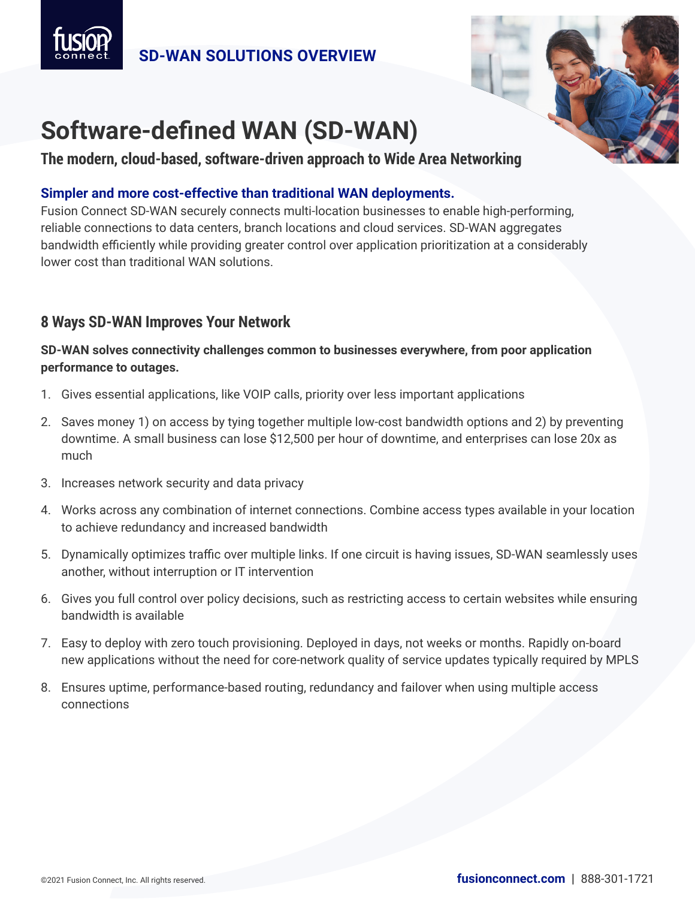SD-WAN SOLUTIONS OVERVIEW

# Software-defined WAN (SD-WAN)

**The modern, cloud-based, software-driven approach to Wide Area Networking**

**Simpler and more cost-effective than traditional WAN deployments.**

Fusion Connect SD-WAN securely connects multi-location businesses to enable high-performing, reliable connections to data centers, branch locations and cloud services. SD-WAN aggregates bandwidth efficiently while providing greater control over application prioritization at a considerably lower cost than traditional WAN solutions.

## 8 Ways SD-WAN Improves Your Network

**SD-WAN solves connectivity challenges common to businesses everywhere, from poor application performance to outages.**

1. Gives essential applications, like VOIP calls, priority over less important applications
2. Saves money 1) on access by tying together multiple low-cost bandwidth options and 2) by preventing downtime. A small business can lose $12,500 per hour of downtime, and enterprises can lose 20x as much
3. Increases network security and data privacy
4. Works across any combination of internet connections. Combine access types available in your location to achieve redundancy and increased bandwidth
5. Dynamically optimizes traffic over multiple links. If one circuit is having issues, SD-WAN seamlessly uses another, without interruption or IT intervention
6. Gives you full control over policy decisions, such as restricting access to certain websites while ensuring bandwidth is available
7. Easy to deploy with zero touch provisioning. Deployed in days, not weeks or months. Rapidly on-board new applications without the need for core-network quality of service updates typically required by MPLS
8. Ensures uptime, performance-based routing, redundancy and failover when using multiple access connections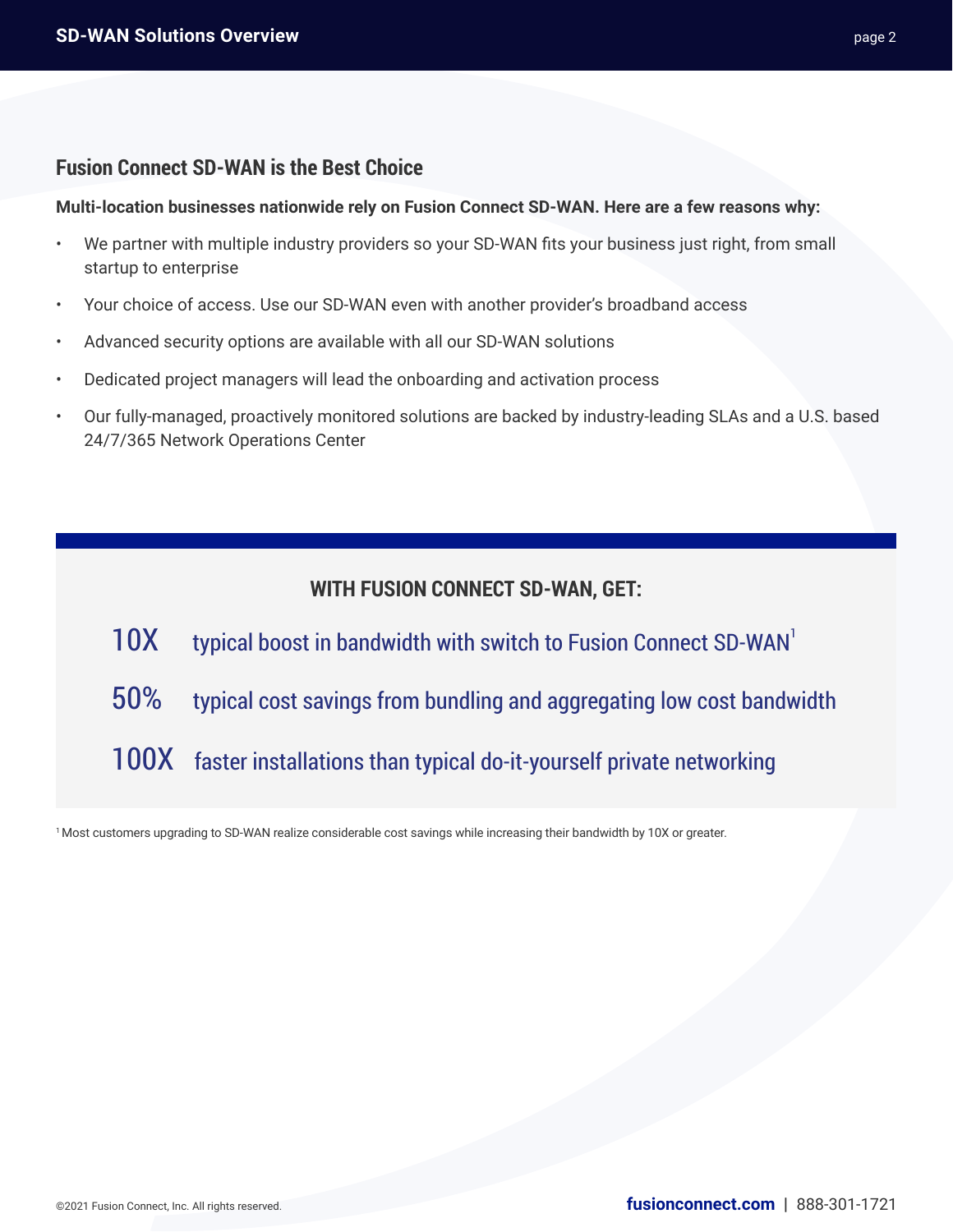## Fusion Connect SD-WAN is the Best Choice

**Multi-location businesses nationwide rely on Fusion Connect SD-WAN. Here are a few reasons why:**

- We partner with multiple industry providers so your SD-WAN fits your business just right, from small startup to enterprise
- Your choice of access. Use our SD-WAN even with another provider's broadband access
- Advanced security options are available with all our SD-WAN solutions
- Dedicated project managers will lead the onboarding and activation process
- Our fully-managed, proactively monitored solutions are backed by industry-leading SLAs and a U.S. based 24/7/365 Network Operations Center

### WITH FUSION CONNECT SD-WAN, GET:

**10X** typical boost in bandwidth with switch to Fusion Connect SD-WAN[1]

**50%** typical cost savings from bundling and aggregating low cost bandwidth

**100X** faster installations than typical do-it-yourself private networking

[1] Most customers upgrading to SD-WAN realize considerable cost savings while increasing their bandwidth by 10X or greater.

©2021 Fusion Connect, Inc. All rights reserved.

**fusionconnect.com** | 888-301-1721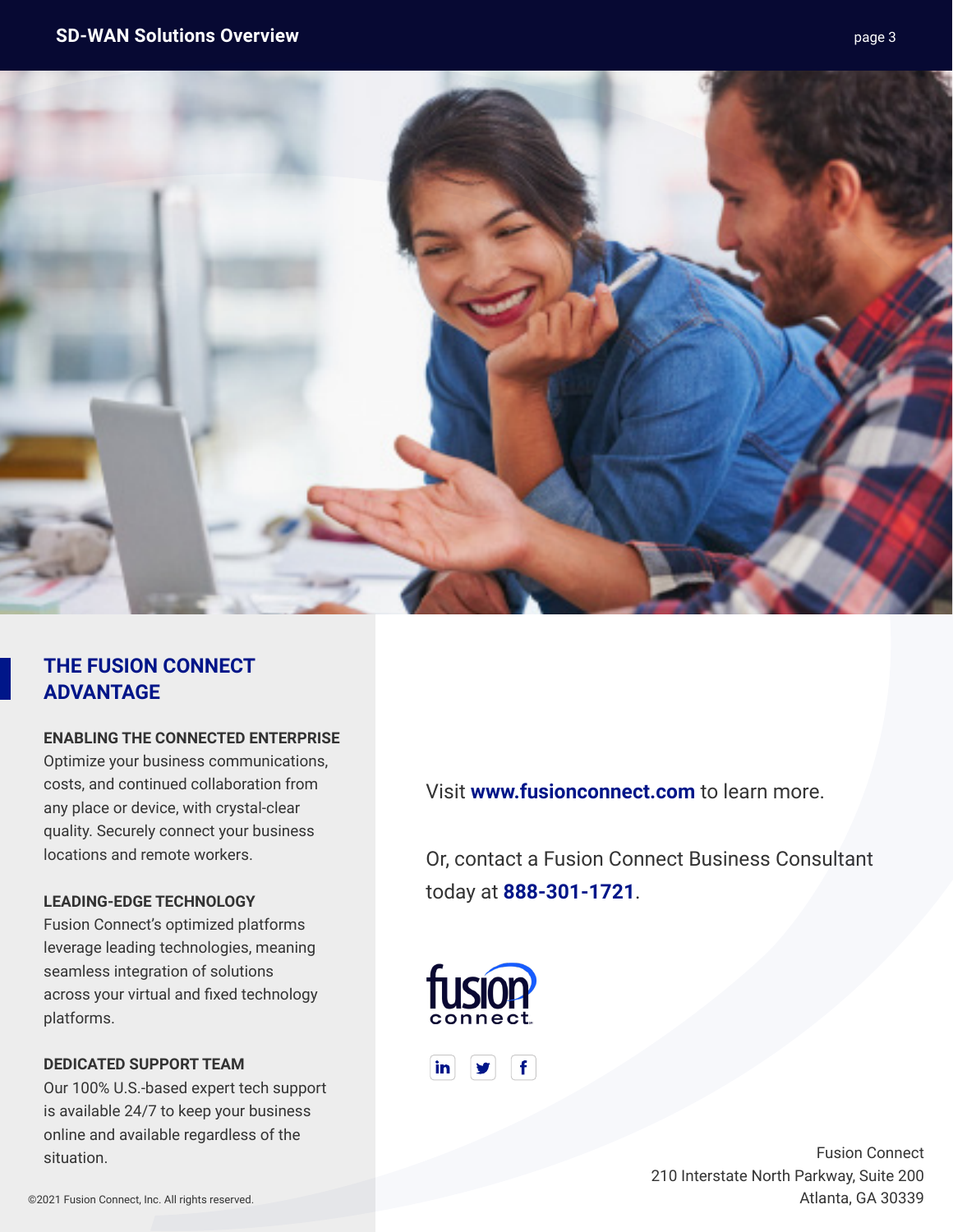## THE FUSION CONNECT ADVANTAGE

**ENABLING THE CONNECTED ENTERPRISE**

Optimize your business communications, costs, and continued collaboration from any place or device, with crystal-clear quality. Securely connect your business locations and remote workers.

**LEADING-EDGE TECHNOLOGY**

Fusion Connect's optimized platforms leverage leading technologies, meaning seamless integration of solutions across your virtual and fixed technology platforms.

**DEDICATED SUPPORT TEAM**

Our 100% U.S.-based expert tech support is available 24/7 to keep your business online and available regardless of the situation.

Visit **www.fusionconnect.com** to learn more.

Or, contact a Fusion Connect Business Consultant today at **888-301-1721**.

fusion connect

Fusion Connect
210 Interstate North Parkway, Suite 200
Atlanta, GA 30339

©2021 Fusion Connect, Inc. All rights reserved.